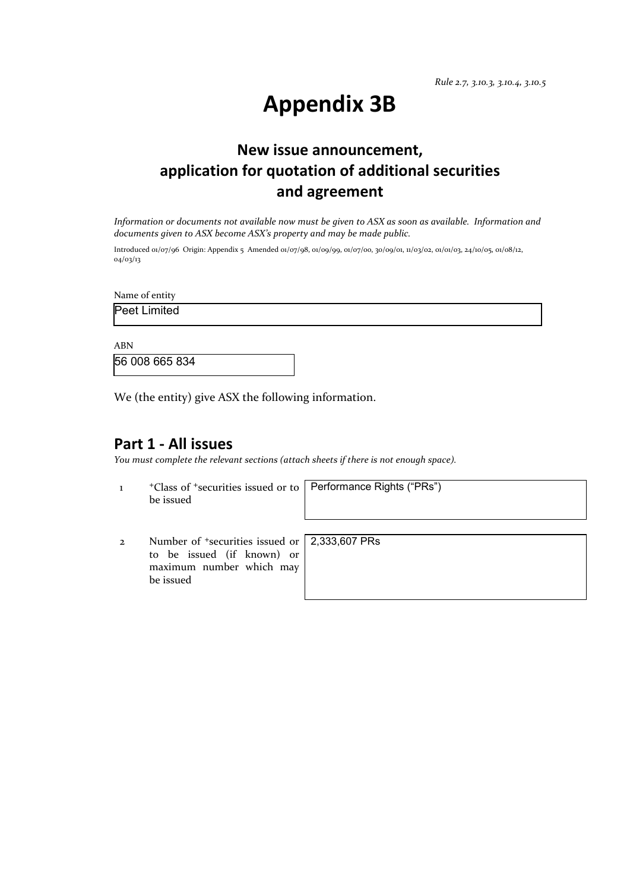*Rule 2.7, 3.10.3, 3.10.4, 3.10.5*

# Appendix 3B

## New issue announcement, application for quotation of additional securities and agreement

*Information or documents not available now must be given to ASX as soon as available. Information and documents given to ASX become ASX's property and may be made public.*

Introduced 01/07/96 Origin: Appendix 5 Amended 01/07/98, 01/09/99, 01/07/00, 30/09/01, 11/03/02, 01/01/03, 24/10/05, 01/08/12, 04/03/13

Name of entity

Peet Limited

ABN

56 008 665 834

We (the entity) give ASX the following information.

## Part 1 - All issues

*You must complete the relevant sections (attach sheets if there is not enough space).*

| | | |
|---|---|---|
| 1 | +Class of +securities issued or to be issued | Performance Rights ("PRs") |
| 2 | Number of +securities issued or to be issued (if known) or maximum number which may be issued | 2,333,607 PRs |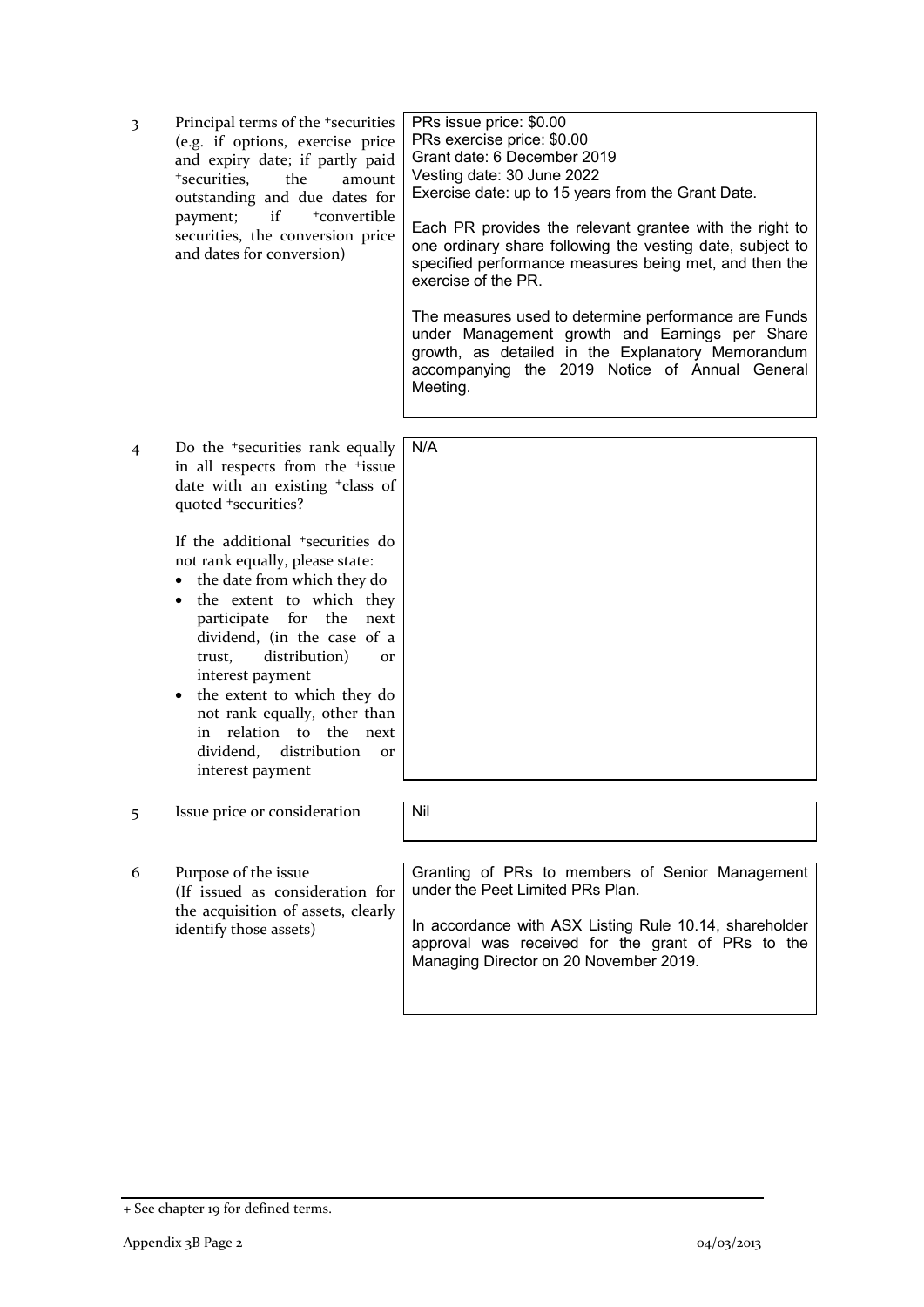| | | |
|---|---|---|
| 3 | Principal terms of the +securities (e.g. if options, exercise price and expiry date; if partly paid +securities, the amount outstanding and due dates for payment; if +convertible securities, the conversion price and dates for conversion) | PRs issue price: $0.00<br>PRs exercise price: $0.00<br>Grant date: 6 December 2019<br>Vesting date: 30 June 2022<br>Exercise date: up to 15 years from the Grant Date.<br><br>Each PR provides the relevant grantee with the right to one ordinary share following the vesting date, subject to specified performance measures being met, and then the exercise of the PR.<br><br>The measures used to determine performance are Funds under Management growth and Earnings per Share growth, as detailed in the Explanatory Memorandum accompanying the 2019 Notice of Annual General Meeting. |
| 4 | Do the +securities rank equally in all respects from the +issue date with an existing +class of quoted +securities?<br><br>If the additional +securities do not rank equally, please state:<br>• the date from which they do<br>• the extent to which they participate for the next dividend, (in the case of a trust, distribution) or interest payment<br>• the extent to which they do not rank equally, other than in relation to the next dividend, distribution or interest payment | N/A |
| 5 | Issue price or consideration | Nil |
| 6 | Purpose of the issue<br>(If issued as consideration for the acquisition of assets, clearly identify those assets) | Granting of PRs to members of Senior Management under the Peet Limited PRs Plan.<br><br>In accordance with ASX Listing Rule 10.14, shareholder approval was received for the grant of PRs to the Managing Director on 20 November 2019. |

+ See chapter 19 for defined terms.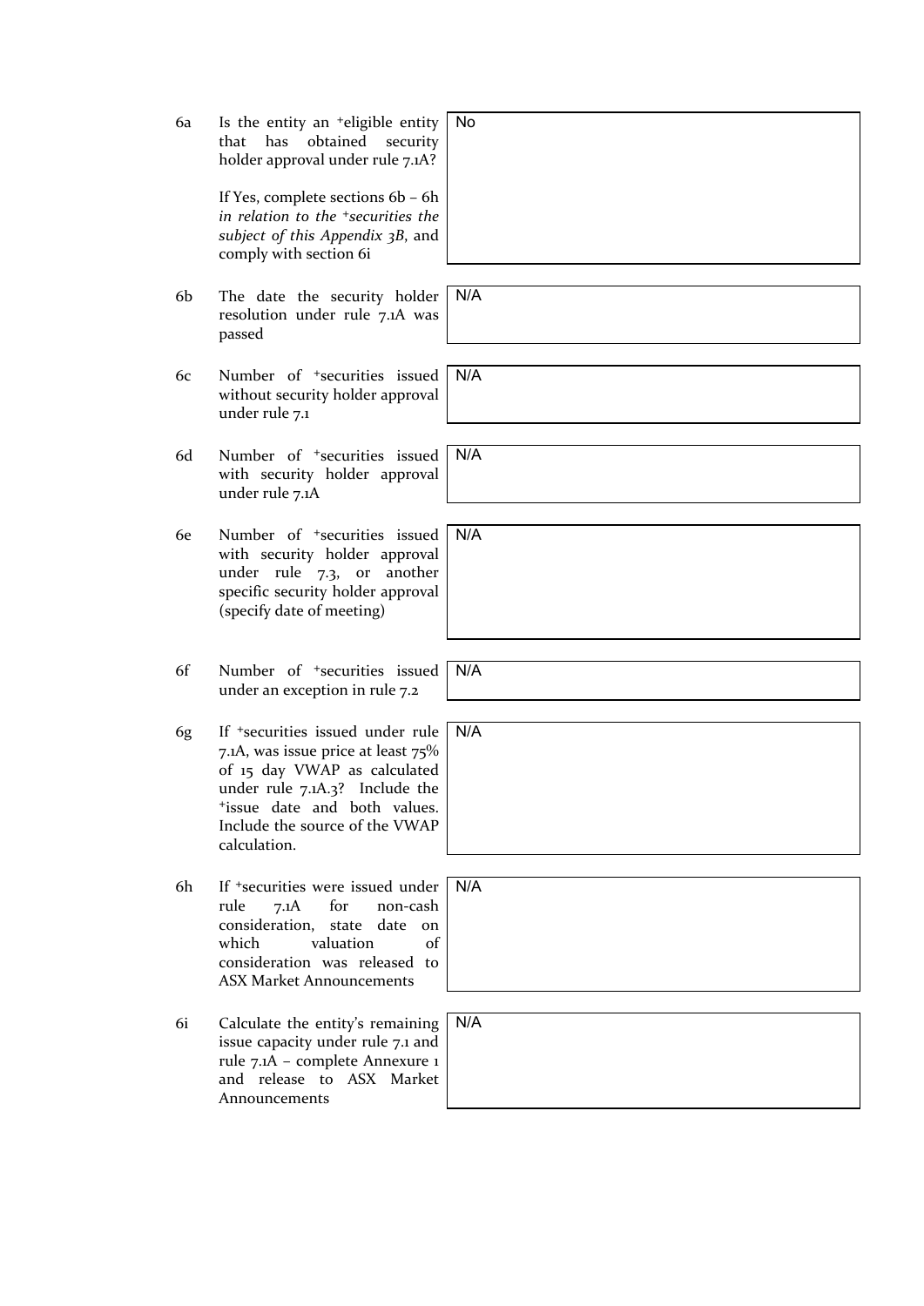| | | |
|---|---|---|
| 6a | Is the entity an +eligible entity that has obtained security holder approval under rule 7.1A?<br><br>If Yes, complete sections 6b – 6h *in relation to the +securities the subject of this Appendix 3B*, and comply with section 6i | No |
| 6b | The date the security holder resolution under rule 7.1A was passed | N/A |
| 6c | Number of +securities issued without security holder approval under rule 7.1 | N/A |
| 6d | Number of +securities issued with security holder approval under rule 7.1A | N/A |
| 6e | Number of +securities issued with security holder approval under rule 7.3, or another specific security holder approval (specify date of meeting) | N/A |
| 6f | Number of +securities issued under an exception in rule 7.2 | N/A |
| 6g | If +securities issued under rule 7.1A, was issue price at least 75% of 15 day VWAP as calculated under rule 7.1A.3? Include the +issue date and both values. Include the source of the VWAP calculation. | N/A |
| 6h | If +securities were issued under rule 7.1A for non-cash consideration, state date on which valuation of consideration was released to ASX Market Announcements | N/A |
| 6i | Calculate the entity's remaining issue capacity under rule 7.1 and rule 7.1A – complete Annexure 1 and release to ASX Market Announcements | N/A |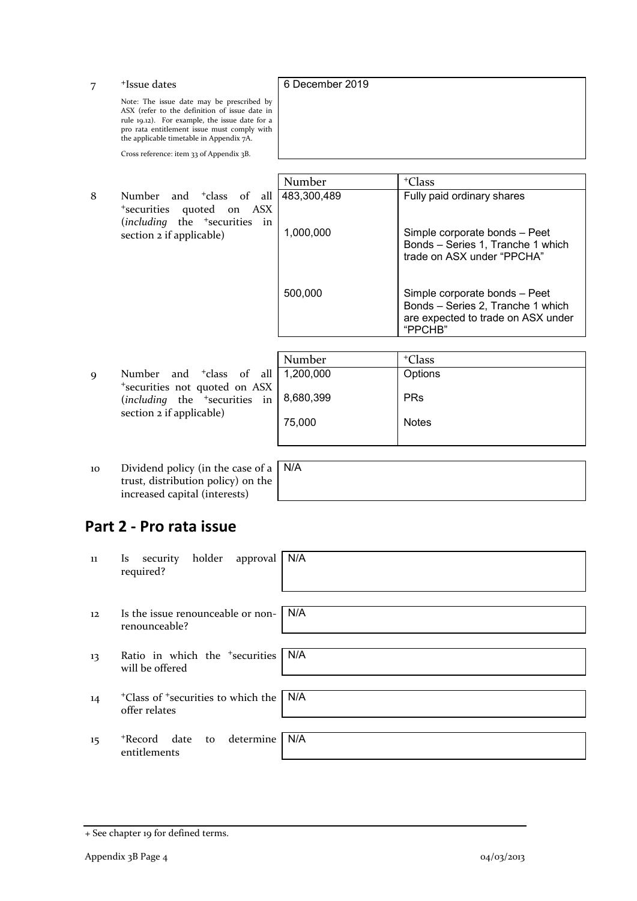| | | | |
|---|---|---|---|
| 7 | +Issue dates<br><br>Note: The issue date may be prescribed by ASX (refer to the definition of issue date in rule 19.12). For example, the issue date for a pro rata entitlement issue must comply with the applicable timetable in Appendix 7A.<br><br>Cross reference: item 33 of Appendix 3B. | 6 December 2019 | |

| | | Number | +Class |
|---|---|---|---|
| 8 | Number and +class of all +securities quoted on ASX (*including* the +securities in section 2 if applicable) | 483,300,489 | Fully paid ordinary shares |
| | | 1,000,000 | Simple corporate bonds – Peet Bonds – Series 1, Tranche 1 which trade on ASX under "PPCHA" |
| | | 500,000 | Simple corporate bonds – Peet Bonds – Series 2, Tranche 1 which are expected to trade on ASX under "PPCHB" |

| | | Number | +Class |
|---|---|---|---|
| 9 | Number and +class of all +securities not quoted on ASX (*including* the +securities in section 2 if applicable) | 1,200,000 | Options |
| | | 8,680,399 | PRs |
| | | 75,000 | Notes |

| | | |
|---|---|---|
| 10 | Dividend policy (in the case of a trust, distribution policy) on the increased capital (interests) | N/A |

## Part 2 - Pro rata issue

| | | |
|---|---|---|
| 11 | Is security holder approval required? | N/A |
| 12 | Is the issue renounceable or non-renounceable? | N/A |
| 13 | Ratio in which the +securities will be offered | N/A |
| 14 | +Class of +securities to which the offer relates | N/A |
| 15 | +Record date to determine entitlements | N/A |

+ See chapter 19 for defined terms.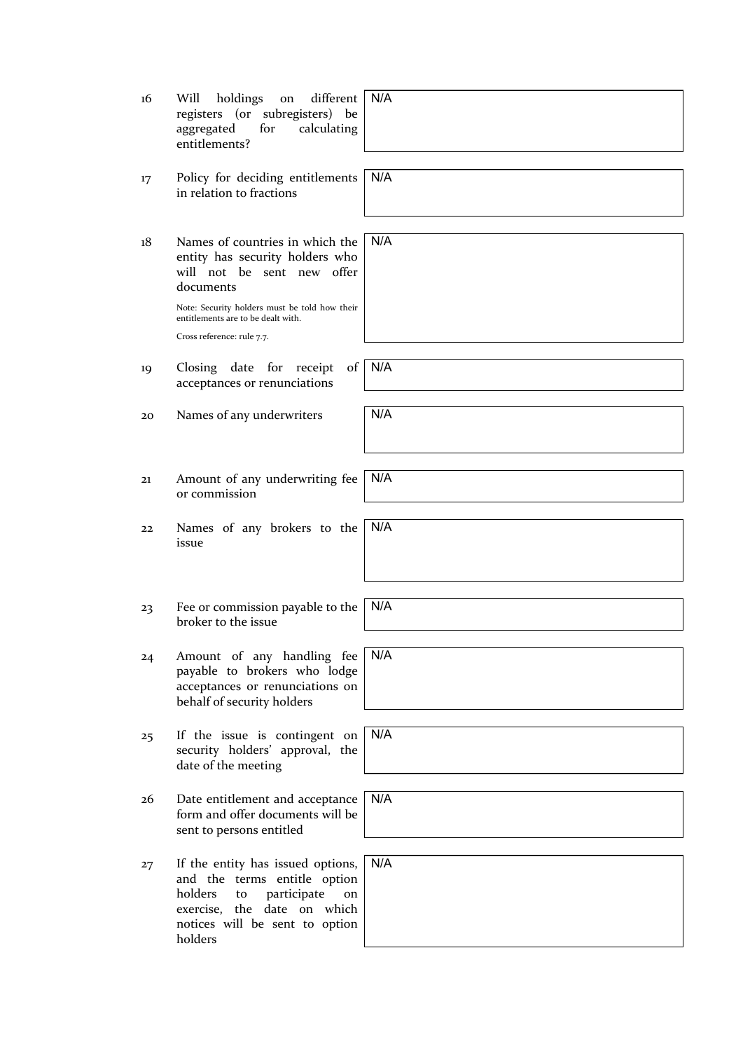| | | |
|---|---|---|
| 16 | Will holdings on different registers (or subregisters) be aggregated for calculating entitlements? | N/A |
| 17 | Policy for deciding entitlements in relation to fractions | N/A |
| 18 | Names of countries in which the entity has security holders who will not be sent new offer documents<br><br>Note: Security holders must be told how their entitlements are to be dealt with.<br><br>Cross reference: rule 7.7. | N/A |
| 19 | Closing date for receipt of acceptances or renunciations | N/A |
| 20 | Names of any underwriters | N/A |
| 21 | Amount of any underwriting fee or commission | N/A |
| 22 | Names of any brokers to the issue | N/A |
| 23 | Fee or commission payable to the broker to the issue | N/A |
| 24 | Amount of any handling fee payable to brokers who lodge acceptances or renunciations on behalf of security holders | N/A |
| 25 | If the issue is contingent on security holders' approval, the date of the meeting | N/A |
| 26 | Date entitlement and acceptance form and offer documents will be sent to persons entitled | N/A |
| 27 | If the entity has issued options, and the terms entitle option holders to participate on exercise, the date on which notices will be sent to option holders | N/A |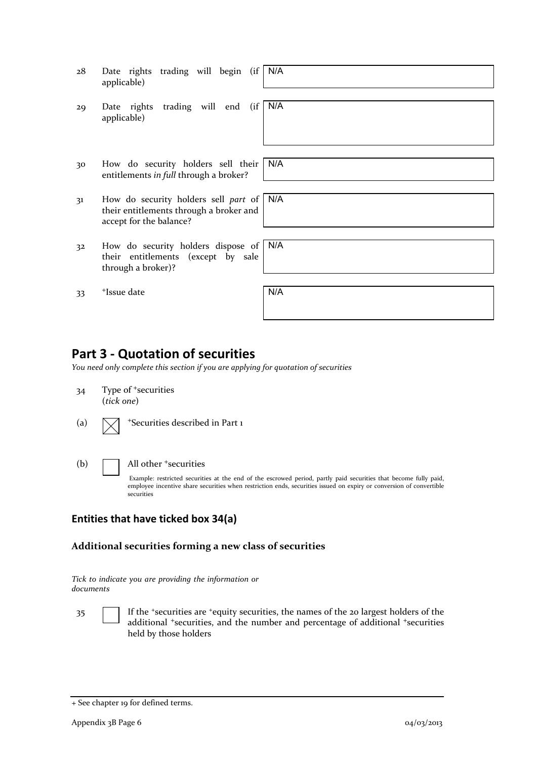| | | |
|---|---|---|
| 28 | Date rights trading will begin (if applicable) | N/A |
| 29 | Date rights trading will end (if applicable) | N/A |
| 30 | How do security holders sell their entitlements *in full* through a broker? | N/A |
| 31 | How do security holders sell *part* of their entitlements through a broker and accept for the balance? | N/A |
| 32 | How do security holders dispose of their entitlements (except by sale through a broker)? | N/A |
| 33 | +Issue date | N/A |

## Part 3 - Quotation of securities

*You need only complete this section if you are applying for quotation of securities*

34 Type of +securities (*tick one*)

(a) ☒ +Securities described in Part 1

(b) ☐ All other +securities

Example: restricted securities at the end of the escrowed period, partly paid securities that become fully paid, employee incentive share securities when restriction ends, securities issued on expiry or conversion of convertible securities

### Entities that have ticked box 34(a)

#### Additional securities forming a new class of securities

*Tick to indicate you are providing the information or documents*

35 ☐ If the +securities are +equity securities, the names of the 20 largest holders of the additional +securities, and the number and percentage of additional +securities held by those holders

+ See chapter 19 for defined terms.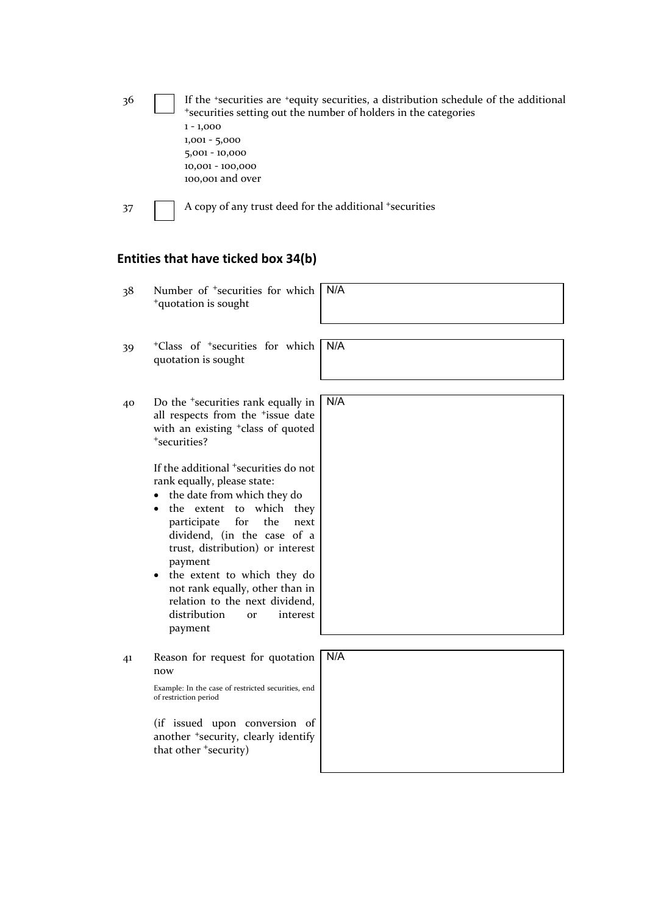| | | |
|---|---|---|
| 36 | ☐ | If the +securities are +equity securities, a distribution schedule of the additional +securities setting out the number of holders in the categories<br>1 - 1,000<br>1,001 - 5,000<br>5,001 - 10,000<br>10,001 - 100,000<br>100,001 and over |
| 37 | ☐ | A copy of any trust deed for the additional +securities |

## Entities that have ticked box 34(b)

| | | |
|---|---|---|
| 38 | Number of +securities for which +quotation is sought | N/A |
| 39 | +Class of +securities for which quotation is sought | N/A |
| 40 | Do the +securities rank equally in all respects from the +issue date with an existing +class of quoted +securities?<br><br>If the additional +securities do not rank equally, please state:<br>• the date from which they do<br>• the extent to which they participate for the next dividend, (in the case of a trust, distribution) or interest payment<br>• the extent to which they do not rank equally, other than in relation to the next dividend, distribution or interest payment | N/A |
| 41 | Reason for request for quotation now<br><br>Example: In the case of restricted securities, end of restriction period<br><br>(if issued upon conversion of another +security, clearly identify that other +security) | N/A |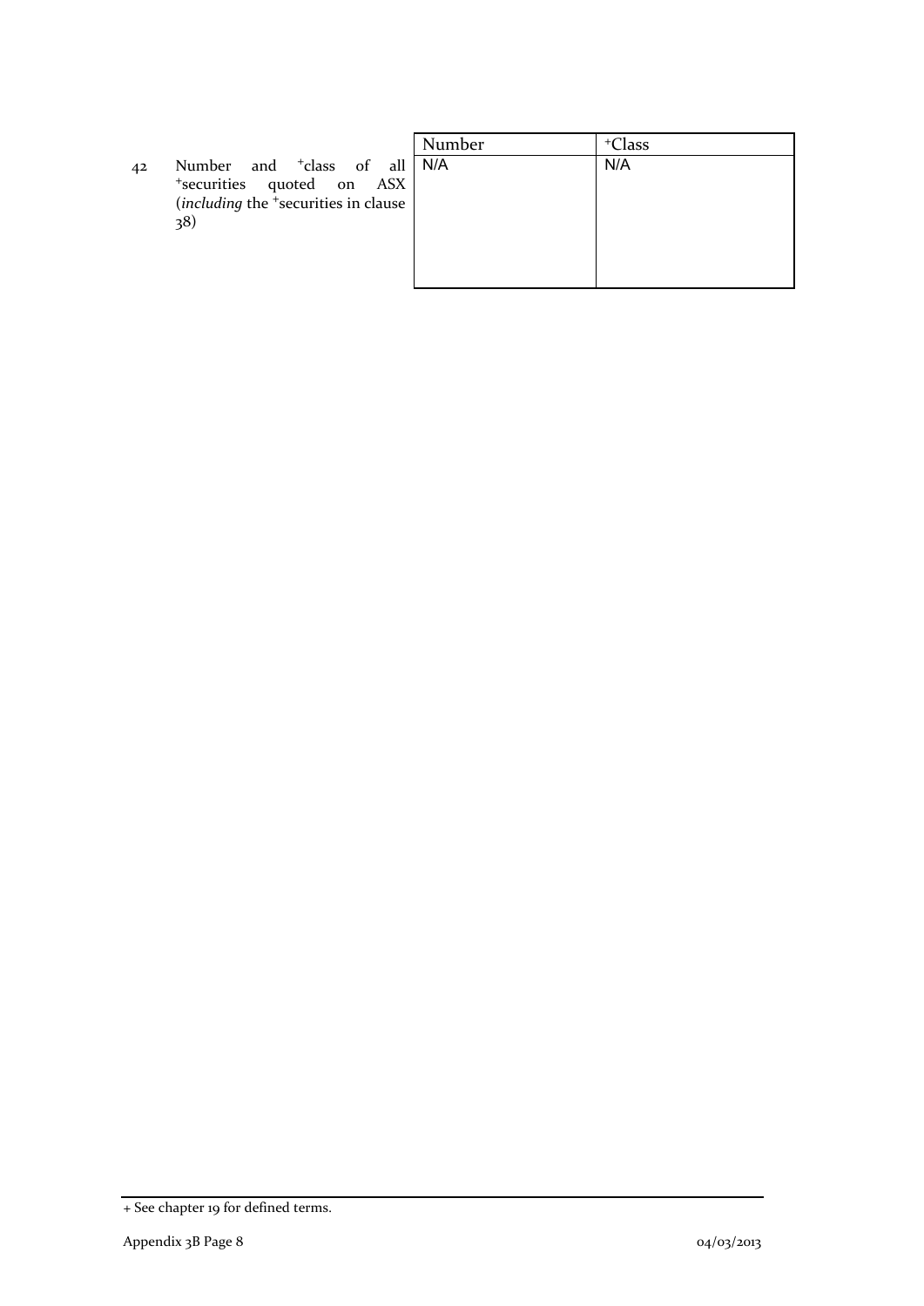| | | Number | +Class |
|---|---|---|---|
| 42 | Number and +class of all +securities quoted on ASX (*including* the +securities in clause 38) | N/A | N/A |

---

+ See chapter 19 for defined terms.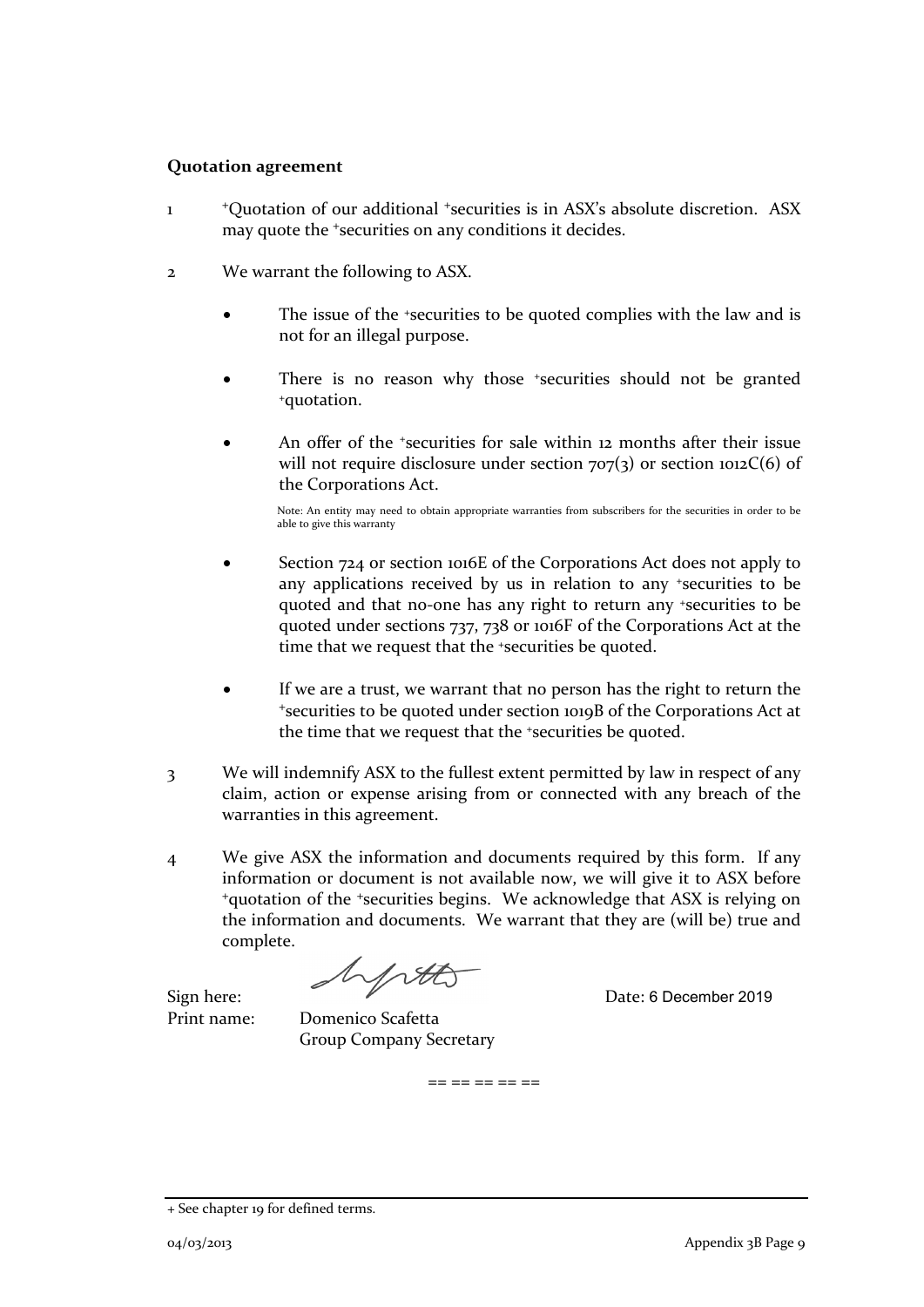**Quotation agreement**

1 [+]Quotation of our additional [+]securities is in ASX's absolute discretion. ASX may quote the [+]securities on any conditions it decides.

2 We warrant the following to ASX.

- The issue of the [+]securities to be quoted complies with the law and is not for an illegal purpose.
- There is no reason why those [+]securities should not be granted [+]quotation.
- An offer of the [+]securities for sale within 12 months after their issue will not require disclosure under section 707(3) or section 1012C(6) of the Corporations Act.

  Note: An entity may need to obtain appropriate warranties from subscribers for the securities in order to be able to give this warranty

- Section 724 or section 1016E of the Corporations Act does not apply to any applications received by us in relation to any [+]securities to be quoted and that no-one has any right to return any [+]securities to be quoted under sections 737, 738 or 1016F of the Corporations Act at the time that we request that the [+]securities be quoted.
- If we are a trust, we warrant that no person has the right to return the [+]securities to be quoted under section 1019B of the Corporations Act at the time that we request that the [+]securities be quoted.

3 We will indemnify ASX to the fullest extent permitted by law in respect of any claim, action or expense arising from or connected with any breach of the warranties in this agreement.

4 We give ASX the information and documents required by this form. If any information or document is not available now, we will give it to ASX before [+]quotation of the [+]securities begins. We acknowledge that ASX is relying on the information and documents. We warrant that they are (will be) true and complete.

Sign here: Date: 6 December 2019

Print name: Domenico Scafetta
Group Company Secretary

== == == == ==

+ See chapter 19 for defined terms.